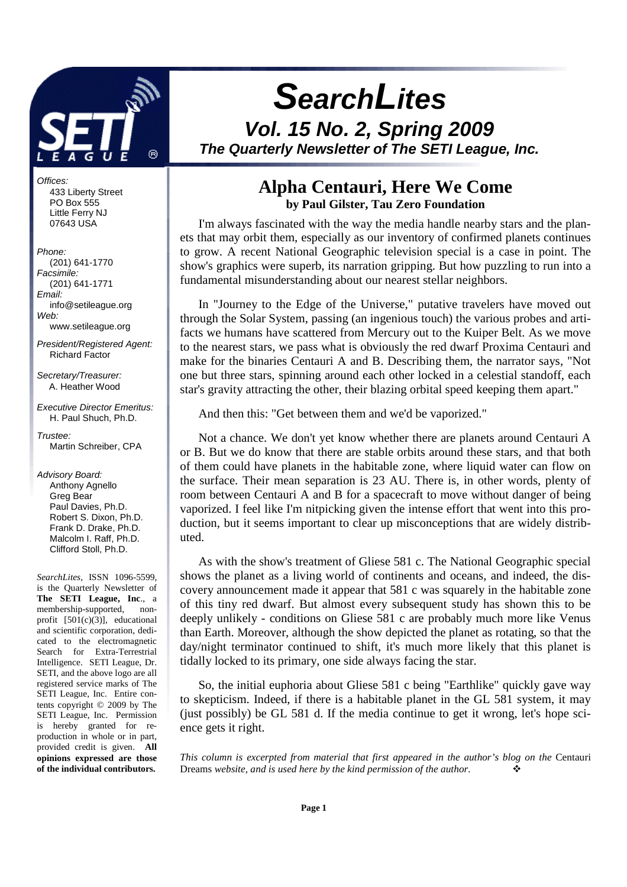# SearchLites

## Vol. 15 No. 2, Spring 2009

### The Quarterly Newsletter of The SETI League, Inc.

*Offices:*
433 Liberty Street
PO Box 555
Little Ferry NJ
07643 USA

*Phone:*
(201) 641-1770
*Facsimile:*
(201) 641-1771
*Email:*
info@setileague.org
*Web:*
www.setileague.org

*President/Registered Agent:*
Richard Factor

*Secretary/Treasurer:*
A. Heather Wood

*Executive Director Emeritus:*
H. Paul Shuch, Ph.D.

*Trustee:*
Martin Schreiber, CPA

*Advisory Board:*
Anthony Agnello
Greg Bear
Paul Davies, Ph.D.
Robert S. Dixon, Ph.D.
Frank D. Drake, Ph.D.
Malcolm I. Raff, Ph.D.
Clifford Stoll, Ph.D.

*SearchLites*, ISSN 1096-5599, is the Quarterly Newsletter of **The SETI League, Inc**., a membership-supported, non-profit [501(c)(3)], educational and scientific corporation, dedicated to the electromagnetic Search for Extra-Terrestrial Intelligence. SETI League, Dr. SETI, and the above logo are all registered service marks of The SETI League, Inc. Entire contents copyright © 2009 by The SETI League, Inc. Permission is hereby granted for reproduction in whole or in part, provided credit is given. **All opinions expressed are those of the individual contributors.**

## Alpha Centauri, Here We Come

**by Paul Gilster, Tau Zero Foundation**

I'm always fascinated with the way the media handle nearby stars and the planets that may orbit them, especially as our inventory of confirmed planets continues to grow. A recent National Geographic television special is a case in point. The show's graphics were superb, its narration gripping. But how puzzling to run into a fundamental misunderstanding about our nearest stellar neighbors.

In "Journey to the Edge of the Universe," putative travelers have moved out through the Solar System, passing (an ingenious touch) the various probes and artifacts we humans have scattered from Mercury out to the Kuiper Belt. As we move to the nearest stars, we pass what is obviously the red dwarf Proxima Centauri and make for the binaries Centauri A and B. Describing them, the narrator says, "Not one but three stars, spinning around each other locked in a celestial standoff, each star's gravity attracting the other, their blazing orbital speed keeping them apart."

And then this: "Get between them and we'd be vaporized."

Not a chance. We don't yet know whether there are planets around Centauri A or B. But we do know that there are stable orbits around these stars, and that both of them could have planets in the habitable zone, where liquid water can flow on the surface. Their mean separation is 23 AU. There is, in other words, plenty of room between Centauri A and B for a spacecraft to move without danger of being vaporized. I feel like I'm nitpicking given the intense effort that went into this production, but it seems important to clear up misconceptions that are widely distributed.

As with the show's treatment of Gliese 581 c. The National Geographic special shows the planet as a living world of continents and oceans, and indeed, the discovery announcement made it appear that 581 c was squarely in the habitable zone of this tiny red dwarf. But almost every subsequent study has shown this to be deeply unlikely - conditions on Gliese 581 c are probably much more like Venus than Earth. Moreover, although the show depicted the planet as rotating, so that the day/night terminator continued to shift, it's much more likely that this planet is tidally locked to its primary, one side always facing the star.

So, the initial euphoria about Gliese 581 c being "Earthlike" quickly gave way to skepticism. Indeed, if there is a habitable planet in the GL 581 system, it may (just possibly) be GL 581 d. If the media continue to get it wrong, let's hope science gets it right.

*This column is excerpted from material that first appeared in the author's blog on the* Centauri Dreams *website, and is used here by the kind permission of the author.* ❖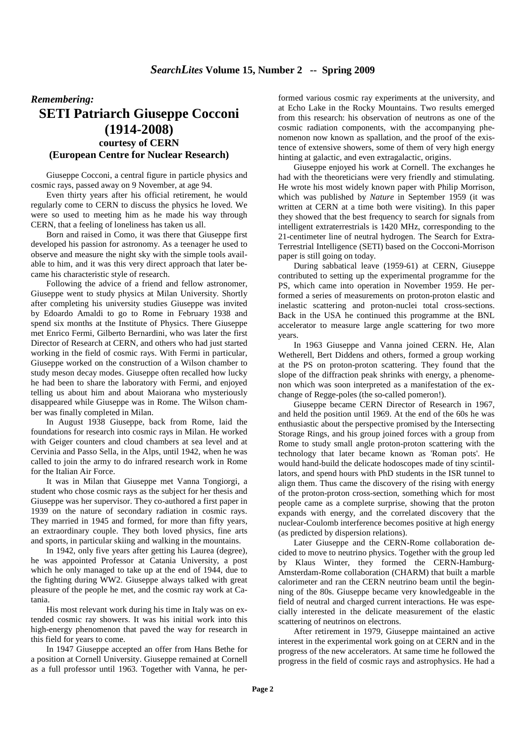## *Remembering:*

# SETI Patriarch Giuseppe Cocconi (1914-2008)

### courtesy of CERN (European Centre for Nuclear Research)

Giuseppe Cocconi, a central figure in particle physics and cosmic rays, passed away on 9 November, at age 94.

Even thirty years after his official retirement, he would regularly come to CERN to discuss the physics he loved. We were so used to meeting him as he made his way through CERN, that a feeling of loneliness has taken us all.

Born and raised in Como, it was there that Giuseppe first developed his passion for astronomy. As a teenager he used to observe and measure the night sky with the simple tools available to him, and it was this very direct approach that later became his characteristic style of research.

Following the advice of a friend and fellow astronomer, Giuseppe went to study physics at Milan University. Shortly after completing his university studies Giuseppe was invited by Edoardo Amaldi to go to Rome in February 1938 and spend six months at the Institute of Physics. There Giuseppe met Enrico Fermi, Gilberto Bernardini, who was later the first Director of Research at CERN, and others who had just started working in the field of cosmic rays. With Fermi in particular, Giuseppe worked on the construction of a Wilson chamber to study meson decay modes. Giuseppe often recalled how lucky he had been to share the laboratory with Fermi, and enjoyed telling us about him and about Maiorana who mysteriously disappeared while Giuseppe was in Rome. The Wilson chamber was finally completed in Milan.

In August 1938 Giuseppe, back from Rome, laid the foundations for research into cosmic rays in Milan. He worked with Geiger counters and cloud chambers at sea level and at Cervinia and Passo Sella, in the Alps, until 1942, when he was called to join the army to do infrared research work in Rome for the Italian Air Force.

It was in Milan that Giuseppe met Vanna Tongiorgi, a student who chose cosmic rays as the subject for her thesis and Giuseppe was her supervisor. They co-authored a first paper in 1939 on the nature of secondary radiation in cosmic rays. They married in 1945 and formed, for more than fifty years, an extraordinary couple. They both loved physics, fine arts and sports, in particular skiing and walking in the mountains.

In 1942, only five years after getting his Laurea (degree), he was appointed Professor at Catania University, a post which he only managed to take up at the end of 1944, due to the fighting during WW2. Giuseppe always talked with great pleasure of the people he met, and the cosmic ray work at Catania.

His most relevant work during his time in Italy was on extended cosmic ray showers. It was his initial work into this high-energy phenomenon that paved the way for research in this field for years to come.

In 1947 Giuseppe accepted an offer from Hans Bethe for a position at Cornell University. Giuseppe remained at Cornell as a full professor until 1963. Together with Vanna, he performed various cosmic ray experiments at the university, and at Echo Lake in the Rocky Mountains. Two results emerged from this research: his observation of neutrons as one of the cosmic radiation components, with the accompanying phenomenon now known as spallation, and the proof of the existence of extensive showers, some of them of very high energy hinting at galactic, and even extragalactic, origins.

Giuseppe enjoyed his work at Cornell. The exchanges he had with the theoreticians were very friendly and stimulating. He wrote his most widely known paper with Philip Morrison, which was published by *Nature* in September 1959 (it was written at CERN at a time both were visiting). In this paper they showed that the best frequency to search for signals from intelligent extraterrestrials is 1420 MHz, corresponding to the 21-centimeter line of neutral hydrogen. The Search for Extra-Terrestrial Intelligence (SETI) based on the Cocconi-Morrison paper is still going on today.

During sabbatical leave (1959-61) at CERN, Giuseppe contributed to setting up the experimental programme for the PS, which came into operation in November 1959. He performed a series of measurements on proton-proton elastic and inelastic scattering and proton-nuclei total cross-sections. Back in the USA he continued this programme at the BNL accelerator to measure large angle scattering for two more years.

In 1963 Giuseppe and Vanna joined CERN. He, Alan Wetherell, Bert Diddens and others, formed a group working at the PS on proton-proton scattering. They found that the slope of the diffraction peak shrinks with energy, a phenomenon which was soon interpreted as a manifestation of the exchange of Regge-poles (the so-called pomeron!).

Giuseppe became CERN Director of Research in 1967, and held the position until 1969. At the end of the 60s he was enthusiastic about the perspective promised by the Intersecting Storage Rings, and his group joined forces with a group from Rome to study small angle proton-proton scattering with the technology that later became known as 'Roman pots'. He would hand-build the delicate hodoscopes made of tiny scintillators, and spend hours with PhD students in the ISR tunnel to align them. Thus came the discovery of the rising with energy of the proton-proton cross-section, something which for most people came as a complete surprise, showing that the proton expands with energy, and the correlated discovery that the nuclear-Coulomb interference becomes positive at high energy (as predicted by dispersion relations).

Later Giuseppe and the CERN-Rome collaboration decided to move to neutrino physics. Together with the group led by Klaus Winter, they formed the CERN-Hamburg-Amsterdam-Rome collaboration (CHARM) that built a marble calorimeter and ran the CERN neutrino beam until the beginning of the 80s. Giuseppe became very knowledgeable in the field of neutral and charged current interactions. He was especially interested in the delicate measurement of the elastic scattering of neutrinos on electrons.

After retirement in 1979, Giuseppe maintained an active interest in the experimental work going on at CERN and in the progress of the new accelerators. At same time he followed the progress in the field of cosmic rays and astrophysics. He had a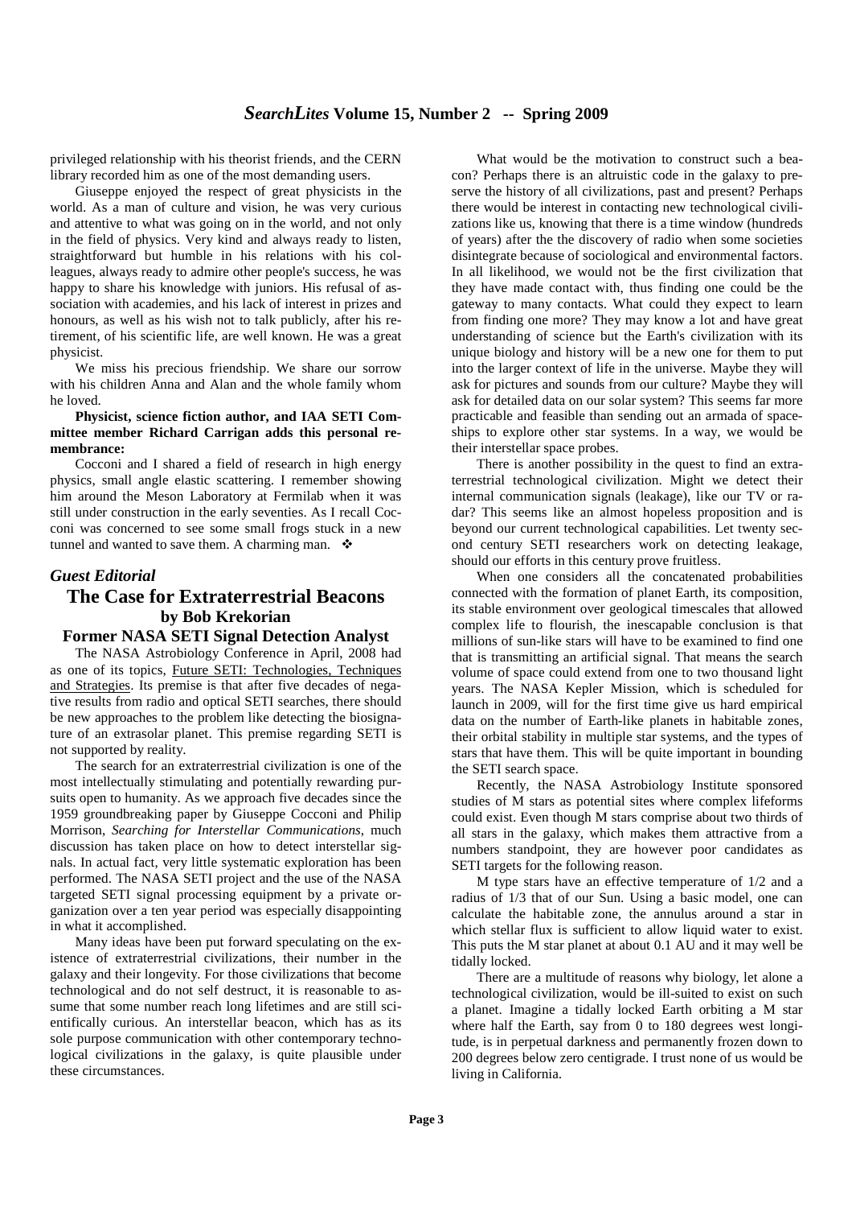privileged relationship with his theorist friends, and the CERN library recorded him as one of the most demanding users.

Giuseppe enjoyed the respect of great physicists in the world. As a man of culture and vision, he was very curious and attentive to what was going on in the world, and not only in the field of physics. Very kind and always ready to listen, straightforward but humble in his relations with his colleagues, always ready to admire other people's success, he was happy to share his knowledge with juniors. His refusal of association with academies, and his lack of interest in prizes and honours, as well as his wish not to talk publicly, after his retirement, of his scientific life, are well known. He was a great physicist.

We miss his precious friendship. We share our sorrow with his children Anna and Alan and the whole family whom he loved.

**Physicist, science fiction author, and IAA SETI Committee member Richard Carrigan adds this personal remembrance:**

Cocconi and I shared a field of research in high energy physics, small angle elastic scattering. I remember showing him around the Meson Laboratory at Fermilab when it was still under construction in the early seventies. As I recall Cocconi was concerned to see some small frogs stuck in a new tunnel and wanted to save them. A charming man. ❖

### *Guest Editorial*

## The Case for Extraterrestrial Beacons

**by Bob Krekorian**

**Former NASA SETI Signal Detection Analyst**

The NASA Astrobiology Conference in April, 2008 had as one of its topics, Future SETI: Technologies, Techniques and Strategies. Its premise is that after five decades of negative results from radio and optical SETI searches, there should be new approaches to the problem like detecting the biosignature of an extrasolar planet. This premise regarding SETI is not supported by reality.

The search for an extraterrestrial civilization is one of the most intellectually stimulating and potentially rewarding pursuits open to humanity. As we approach five decades since the 1959 groundbreaking paper by Giuseppe Cocconi and Philip Morrison, *Searching for Interstellar Communications*, much discussion has taken place on how to detect interstellar signals. In actual fact, very little systematic exploration has been performed. The NASA SETI project and the use of the NASA targeted SETI signal processing equipment by a private organization over a ten year period was especially disappointing in what it accomplished.

Many ideas have been put forward speculating on the existence of extraterrestrial civilizations, their number in the galaxy and their longevity. For those civilizations that become technological and do not self destruct, it is reasonable to assume that some number reach long lifetimes and are still scientifically curious. An interstellar beacon, which has as its sole purpose communication with other contemporary technological civilizations in the galaxy, is quite plausible under these circumstances.

What would be the motivation to construct such a beacon? Perhaps there is an altruistic code in the galaxy to preserve the history of all civilizations, past and present? Perhaps there would be interest in contacting new technological civilizations like us, knowing that there is a time window (hundreds of years) after the the discovery of radio when some societies disintegrate because of sociological and environmental factors. In all likelihood, we would not be the first civilization that they have made contact with, thus finding one could be the gateway to many contacts. What could they expect to learn from finding one more? They may know a lot and have great understanding of science but the Earth's civilization with its unique biology and history will be a new one for them to put into the larger context of life in the universe. Maybe they will ask for pictures and sounds from our culture? Maybe they will ask for detailed data on our solar system? This seems far more practicable and feasible than sending out an armada of spaceships to explore other star systems. In a way, we would be their interstellar space probes.

There is another possibility in the quest to find an extraterrestrial technological civilization. Might we detect their internal communication signals (leakage), like our TV or radar? This seems like an almost hopeless proposition and is beyond our current technological capabilities. Let twenty second century SETI researchers work on detecting leakage, should our efforts in this century prove fruitless.

When one considers all the concatenated probabilities connected with the formation of planet Earth, its composition, its stable environment over geological timescales that allowed complex life to flourish, the inescapable conclusion is that millions of sun-like stars will have to be examined to find one that is transmitting an artificial signal. That means the search volume of space could extend from one to two thousand light years. The NASA Kepler Mission, which is scheduled for launch in 2009, will for the first time give us hard empirical data on the number of Earth-like planets in habitable zones, their orbital stability in multiple star systems, and the types of stars that have them. This will be quite important in bounding the SETI search space.

Recently, the NASA Astrobiology Institute sponsored studies of M stars as potential sites where complex lifeforms could exist. Even though M stars comprise about two thirds of all stars in the galaxy, which makes them attractive from a numbers standpoint, they are however poor candidates as SETI targets for the following reason.

M type stars have an effective temperature of 1/2 and a radius of 1/3 that of our Sun. Using a basic model, one can calculate the habitable zone, the annulus around a star in which stellar flux is sufficient to allow liquid water to exist. This puts the M star planet at about 0.1 AU and it may well be tidally locked.

There are a multitude of reasons why biology, let alone a technological civilization, would be ill-suited to exist on such a planet. Imagine a tidally locked Earth orbiting a M star where half the Earth, say from 0 to 180 degrees west longitude, is in perpetual darkness and permanently frozen down to 200 degrees below zero centigrade. I trust none of us would be living in California.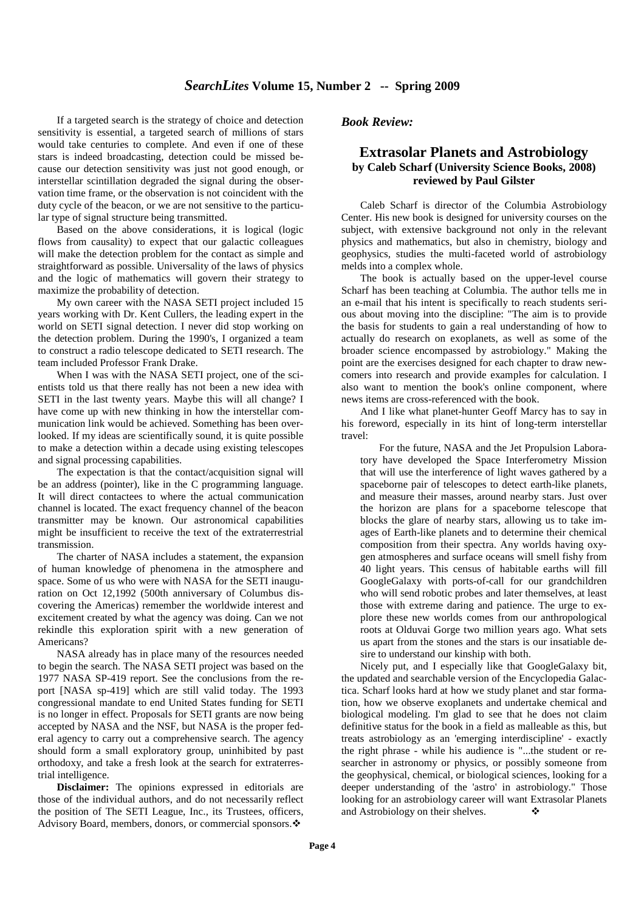If a targeted search is the strategy of choice and detection sensitivity is essential, a targeted search of millions of stars would take centuries to complete. And even if one of these stars is indeed broadcasting, detection could be missed because our detection sensitivity was just not good enough, or interstellar scintillation degraded the signal during the observation time frame, or the observation is not coincident with the duty cycle of the beacon, or we are not sensitive to the particular type of signal structure being transmitted.

Based on the above considerations, it is logical (logic flows from causality) to expect that our galactic colleagues will make the detection problem for the contact as simple and straightforward as possible. Universality of the laws of physics and the logic of mathematics will govern their strategy to maximize the probability of detection.

My own career with the NASA SETI project included 15 years working with Dr. Kent Cullers, the leading expert in the world on SETI signal detection. I never did stop working on the detection problem. During the 1990's, I organized a team to construct a radio telescope dedicated to SETI research. The team included Professor Frank Drake.

When I was with the NASA SETI project, one of the scientists told us that there really has not been a new idea with SETI in the last twenty years. Maybe this will all change? I have come up with new thinking in how the interstellar communication link would be achieved. Something has been overlooked. If my ideas are scientifically sound, it is quite possible to make a detection within a decade using existing telescopes and signal processing capabilities.

The expectation is that the contact/acquisition signal will be an address (pointer), like in the C programming language. It will direct contactees to where the actual communication channel is located. The exact frequency channel of the beacon transmitter may be known. Our astronomical capabilities might be insufficient to receive the text of the extraterrestrial transmission.

The charter of NASA includes a statement, the expansion of human knowledge of phenomena in the atmosphere and space. Some of us who were with NASA for the SETI inauguration on Oct 12,1992 (500th anniversary of Columbus discovering the Americas) remember the worldwide interest and excitement created by what the agency was doing. Can we not rekindle this exploration spirit with a new generation of Americans?

NASA already has in place many of the resources needed to begin the search. The NASA SETI project was based on the 1977 NASA SP-419 report. See the conclusions from the report [NASA sp-419] which are still valid today. The 1993 congressional mandate to end United States funding for SETI is no longer in effect. Proposals for SETI grants are now being accepted by NASA and the NSF, but NASA is the proper federal agency to carry out a comprehensive search. The agency should form a small exploratory group, uninhibited by past orthodoxy, and take a fresh look at the search for extraterrestrial intelligence.

**Disclaimer:** The opinions expressed in editorials are those of the individual authors, and do not necessarily reflect the position of The SETI League, Inc., its Trustees, officers, Advisory Board, members, donors, or commercial sponsors.❖

***Book Review:***

## Extrasolar Planets and Astrobiology

**by Caleb Scharf (University Science Books, 2008)**
**reviewed by Paul Gilster**

Caleb Scharf is director of the Columbia Astrobiology Center. His new book is designed for university courses on the subject, with extensive background not only in the relevant physics and mathematics, but also in chemistry, biology and geophysics, studies the multi-faceted world of astrobiology melds into a complex whole.

The book is actually based on the upper-level course Scharf has been teaching at Columbia. The author tells me in an e-mail that his intent is specifically to reach students serious about moving into the discipline: "The aim is to provide the basis for students to gain a real understanding of how to actually do research on exoplanets, as well as some of the broader science encompassed by astrobiology." Making the point are the exercises designed for each chapter to draw newcomers into research and provide examples for calculation. I also want to mention the book's online component, where news items are cross-referenced with the book.

And I like what planet-hunter Geoff Marcy has to say in his foreword, especially in its hint of long-term interstellar travel:

> For the future, NASA and the Jet Propulsion Laboratory have developed the Space Interferometry Mission that will use the interference of light waves gathered by a spaceborne pair of telescopes to detect earth-like planets, and measure their masses, around nearby stars. Just over the horizon are plans for a spaceborne telescope that blocks the glare of nearby stars, allowing us to take images of Earth-like planets and to determine their chemical composition from their spectra. Any worlds having oxygen atmospheres and surface oceans will smell fishy from 40 light years. This census of habitable earths will fill GoogleGalaxy with ports-of-call for our grandchildren who will send robotic probes and later themselves, at least those with extreme daring and patience. The urge to explore these new worlds comes from our anthropological roots at Olduvai Gorge two million years ago. What sets us apart from the stones and the stars is our insatiable desire to understand our kinship with both.

Nicely put, and I especially like that GoogleGalaxy bit, the updated and searchable version of the Encyclopedia Galactica. Scharf looks hard at how we study planet and star formation, how we observe exoplanets and undertake chemical and biological modeling. I'm glad to see that he does not claim definitive status for the book in a field as malleable as this, but treats astrobiology as an 'emerging interdiscipline' - exactly the right phrase - while his audience is "...the student or researcher in astronomy or physics, or possibly someone from the geophysical, chemical, or biological sciences, looking for a deeper understanding of the 'astro' in astrobiology." Those looking for an astrobiology career will want Extrasolar Planets and Astrobiology on their shelves. ❖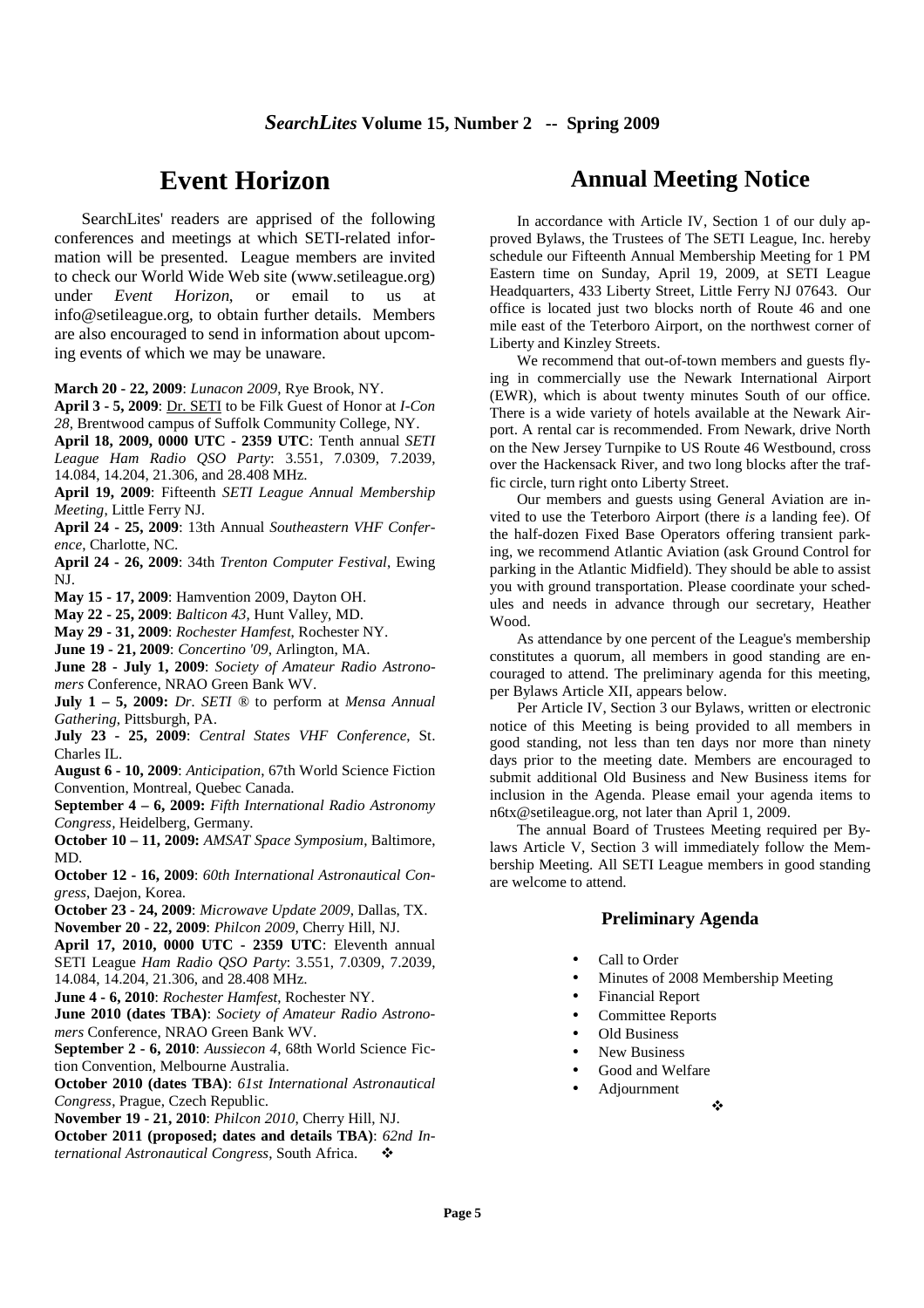# Event Horizon

SearchLites' readers are apprised of the following conferences and meetings at which SETI-related information will be presented. League members are invited to check our World Wide Web site (www.setileague.org) under *Event Horizon*, or email to us at info@setileague.org, to obtain further details. Members are also encouraged to send in information about upcoming events of which we may be unaware.

**March 20 - 22, 2009**: *Lunacon 2009*, Rye Brook, NY.

**April 3 - 5, 2009**: Dr. SETI to be Filk Guest of Honor at *I-Con 28*, Brentwood campus of Suffolk Community College, NY.

**April 18, 2009, 0000 UTC - 2359 UTC**: Tenth annual *SETI League Ham Radio QSO Party*: 3.551, 7.0309, 7.2039, 14.084, 14.204, 21.306, and 28.408 MHz.

**April 19, 2009**: Fifteenth *SETI League Annual Membership Meeting*, Little Ferry NJ.

**April 24 - 25, 2009**: 13th Annual *Southeastern VHF Conference*, Charlotte, NC.

**April 24 - 26, 2009**: 34th *Trenton Computer Festival*, Ewing NJ.

**May 15 - 17, 2009**: Hamvention 2009, Dayton OH.

**May 22 - 25, 2009**: *Balticon 43*, Hunt Valley, MD.

**May 29 - 31, 2009**: *Rochester Hamfest*, Rochester NY.

**June 19 - 21, 2009**: *Concertino '09*, Arlington, MA.

**June 28 - July 1, 2009**: *Society of Amateur Radio Astronomers* Conference, NRAO Green Bank WV.

**July 1 – 5, 2009:** *Dr. SETI* ® to perform at *Mensa Annual Gathering*, Pittsburgh, PA.

**July 23 - 25, 2009**: *Central States VHF Conference*, St. Charles IL.

**August 6 - 10, 2009**: *Anticipation*, 67th World Science Fiction Convention, Montreal, Quebec Canada.

**September 4 – 6, 2009:** *Fifth International Radio Astronomy Congress*, Heidelberg, Germany.

**October 10 – 11, 2009:** *AMSAT Space Symposium*, Baltimore, MD.

**October 12 - 16, 2009**: *60th International Astronautical Congress*, Daejon, Korea.

**October 23 - 24, 2009**: *Microwave Update 2009*, Dallas, TX.

**November 20 - 22, 2009**: *Philcon 2009*, Cherry Hill, NJ.

**April 17, 2010, 0000 UTC - 2359 UTC**: Eleventh annual SETI League *Ham Radio QSO Party*: 3.551, 7.0309, 7.2039, 14.084, 14.204, 21.306, and 28.408 MHz.

**June 4 - 6, 2010**: *Rochester Hamfest*, Rochester NY.

**June 2010 (dates TBA)**: *Society of Amateur Radio Astronomers* Conference, NRAO Green Bank WV.

**September 2 - 6, 2010**: *Aussiecon 4*, 68th World Science Fiction Convention, Melbourne Australia.

**October 2010 (dates TBA)**: *61st International Astronautical Congress*, Prague, Czech Republic.

**November 19 - 21, 2010**: *Philcon 2010*, Cherry Hill, NJ.

**October 2011 (proposed; dates and details TBA)**: *62nd International Astronautical Congress*, South Africa. ❖

# Annual Meeting Notice

In accordance with Article IV, Section 1 of our duly approved Bylaws, the Trustees of The SETI League, Inc. hereby schedule our Fifteenth Annual Membership Meeting for 1 PM Eastern time on Sunday, April 19, 2009, at SETI League Headquarters, 433 Liberty Street, Little Ferry NJ 07643. Our office is located just two blocks north of Route 46 and one mile east of the Teterboro Airport, on the northwest corner of Liberty and Kinzley Streets.

We recommend that out-of-town members and guests flying in commercially use the Newark International Airport (EWR), which is about twenty minutes South of our office. There is a wide variety of hotels available at the Newark Airport. A rental car is recommended. From Newark, drive North on the New Jersey Turnpike to US Route 46 Westbound, cross over the Hackensack River, and two long blocks after the traffic circle, turn right onto Liberty Street.

Our members and guests using General Aviation are invited to use the Teterboro Airport (there *is* a landing fee). Of the half-dozen Fixed Base Operators offering transient parking, we recommend Atlantic Aviation (ask Ground Control for parking in the Atlantic Midfield). They should be able to assist you with ground transportation. Please coordinate your schedules and needs in advance through our secretary, Heather Wood.

As attendance by one percent of the League's membership constitutes a quorum, all members in good standing are encouraged to attend. The preliminary agenda for this meeting, per Bylaws Article XII, appears below.

Per Article IV, Section 3 our Bylaws, written or electronic notice of this Meeting is being provided to all members in good standing, not less than ten days nor more than ninety days prior to the meeting date. Members are encouraged to submit additional Old Business and New Business items for inclusion in the Agenda. Please email your agenda items to n6tx@setileague.org, not later than April 1, 2009.

The annual Board of Trustees Meeting required per Bylaws Article V, Section 3 will immediately follow the Membership Meeting. All SETI League members in good standing are welcome to attend.

### Preliminary Agenda

- Call to Order
- Minutes of 2008 Membership Meeting
- Financial Report
- Committee Reports
- Old Business
- New Business
- Good and Welfare
- Adjournment

❖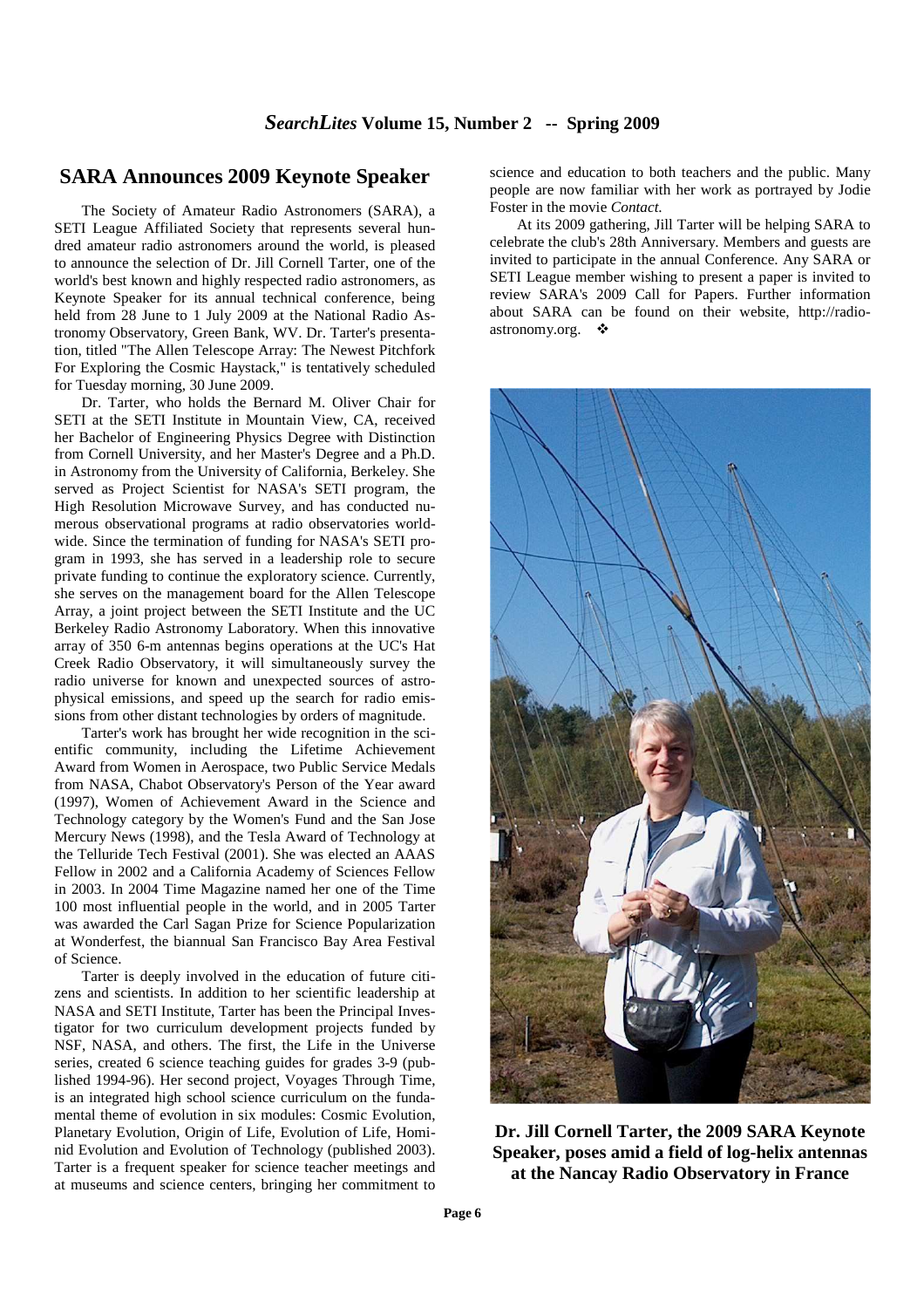## SARA Announces 2009 Keynote Speaker

The Society of Amateur Radio Astronomers (SARA), a SETI League Affiliated Society that represents several hundred amateur radio astronomers around the world, is pleased to announce the selection of Dr. Jill Cornell Tarter, one of the world's best known and highly respected radio astronomers, as Keynote Speaker for its annual technical conference, being held from 28 June to 1 July 2009 at the National Radio Astronomy Observatory, Green Bank, WV. Dr. Tarter's presentation, titled "The Allen Telescope Array: The Newest Pitchfork For Exploring the Cosmic Haystack," is tentatively scheduled for Tuesday morning, 30 June 2009.

Dr. Tarter, who holds the Bernard M. Oliver Chair for SETI at the SETI Institute in Mountain View, CA, received her Bachelor of Engineering Physics Degree with Distinction from Cornell University, and her Master's Degree and a Ph.D. in Astronomy from the University of California, Berkeley. She served as Project Scientist for NASA's SETI program, the High Resolution Microwave Survey, and has conducted numerous observational programs at radio observatories worldwide. Since the termination of funding for NASA's SETI program in 1993, she has served in a leadership role to secure private funding to continue the exploratory science. Currently, she serves on the management board for the Allen Telescope Array, a joint project between the SETI Institute and the UC Berkeley Radio Astronomy Laboratory. When this innovative array of 350 6-m antennas begins operations at the UC's Hat Creek Radio Observatory, it will simultaneously survey the radio universe for known and unexpected sources of astrophysical emissions, and speed up the search for radio emissions from other distant technologies by orders of magnitude.

Tarter's work has brought her wide recognition in the scientific community, including the Lifetime Achievement Award from Women in Aerospace, two Public Service Medals from NASA, Chabot Observatory's Person of the Year award (1997), Women of Achievement Award in the Science and Technology category by the Women's Fund and the San Jose Mercury News (1998), and the Tesla Award of Technology at the Telluride Tech Festival (2001). She was elected an AAAS Fellow in 2002 and a California Academy of Sciences Fellow in 2003. In 2004 Time Magazine named her one of the Time 100 most influential people in the world, and in 2005 Tarter was awarded the Carl Sagan Prize for Science Popularization at Wonderfest, the biannual San Francisco Bay Area Festival of Science.

Tarter is deeply involved in the education of future citizens and scientists. In addition to her scientific leadership at NASA and SETI Institute, Tarter has been the Principal Investigator for two curriculum development projects funded by NSF, NASA, and others. The first, the Life in the Universe series, created 6 science teaching guides for grades 3-9 (published 1994-96). Her second project, Voyages Through Time, is an integrated high school science curriculum on the fundamental theme of evolution in six modules: Cosmic Evolution, Planetary Evolution, Origin of Life, Evolution of Life, Hominid Evolution and Evolution of Technology (published 2003). Tarter is a frequent speaker for science teacher meetings and at museums and science centers, bringing her commitment to science and education to both teachers and the public. Many people are now familiar with her work as portrayed by Jodie Foster in the movie *Contact.*

At its 2009 gathering, Jill Tarter will be helping SARA to celebrate the club's 28th Anniversary. Members and guests are invited to participate in the annual Conference. Any SARA or SETI League member wishing to present a paper is invited to review SARA's 2009 Call for Papers. Further information about SARA can be found on their website, http://radio-astronomy.org. ❖

**Dr. Jill Cornell Tarter, the 2009 SARA Keynote Speaker, poses amid a field of log-helix antennas at the Nancay Radio Observatory in France**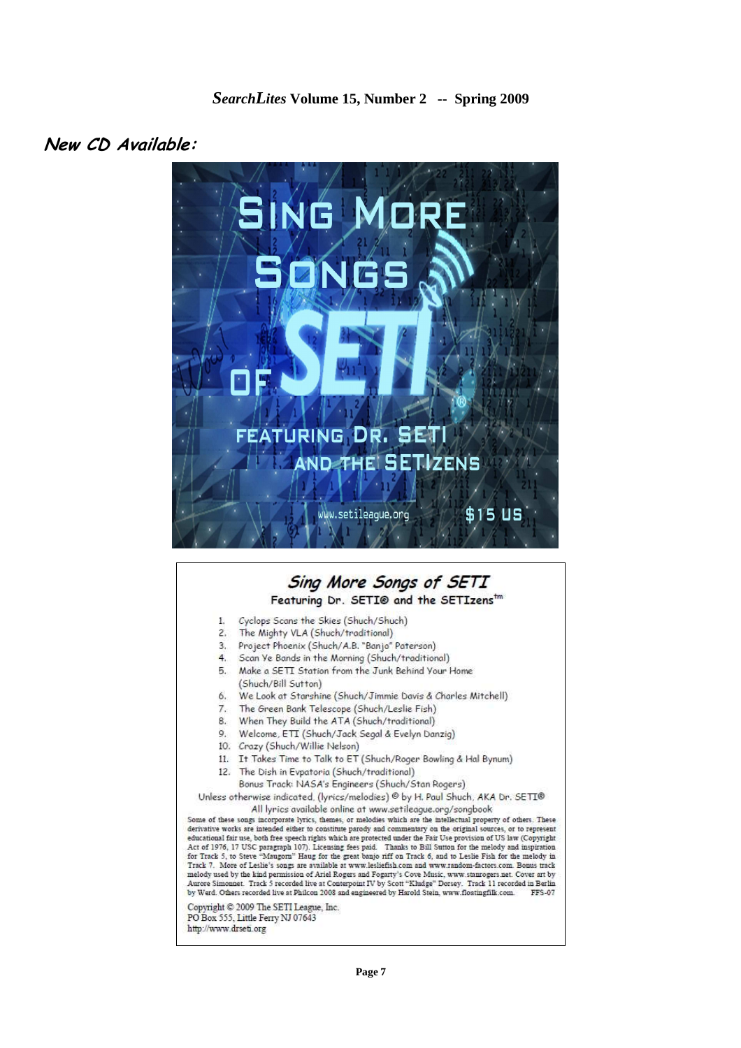## New CD Available:

SING MORE SONGS OF SETI

FEATURING DR. SETI AND THE SETIZENS

www.setileague.org

$15 US

### *Sing More Songs of SETI*

**Featuring Dr. SETI® and the SETIzens™**

1. Cyclops Scans the Skies (Shuch/Shuch)
2. The Mighty VLA (Shuch/traditional)
3. Project Phoenix (Shuch/A.B. "Banjo" Paterson)
4. Scan Ye Bands in the Morning (Shuch/traditional)
5. Make a SETI Station from the Junk Behind Your Home (Shuch/Bill Sutton)
6. We Look at Starshine (Shuch/Jimmie Davis & Charles Mitchell)
7. The Green Bank Telescope (Shuch/Leslie Fish)
8. When They Build the ATA (Shuch/traditional)
9. Welcome, ETI (Shuch/Jack Segal & Evelyn Danzig)
10. Crazy (Shuch/Willie Nelson)
11. It Takes Time to Talk to ET (Shuch/Roger Bowling & Hal Bynum)
12. The Dish in Evpatoria (Shuch/traditional)

Bonus Track: NASA's Engineers (Shuch/Stan Rogers)

Unless otherwise indicated, (lyrics/melodies) © by H. Paul Shuch, AKA Dr. SETI®

All lyrics available online at www.setileague.org/songbook

Some of these songs incorporate lyrics, themes, or melodies which are the intellectual property of others. These derivative works are intended either to constitute parody and commentary on the original sources, or to represent educational fair use, both free speech rights which are protected under the Fair Use provision of US law (Copyright Act of 1976, 17 USC paragraph 107). Licensing fees paid. Thanks to Bill Sutton for the melody and inspiration for Track 5, to Steve "Maugorn" Haug for the great banjo riff on Track 6, and to Leslie Fish for the melody in Track 7. More of Leslie's songs are available at www.lesliefish.com and www.random-factors.com. Bonus track melody used by the kind permission of Ariel Rogers and Fogarty's Cove Music, www.stanrogers.net. Cover art by Aurore Simonnet. Track 5 recorded live at Conterpoint IV by Scott "Kludge" Dorsey. Track 11 recorded in Berlin by Werd. Others recorded live at Philcon 2008 and engineered by Harold Stein, www.floatingfilk.com. FFS-07

Copyright © 2009 The SETI League, Inc.
PO Box 555, Little Ferry NJ 07643
http://www.drseti.org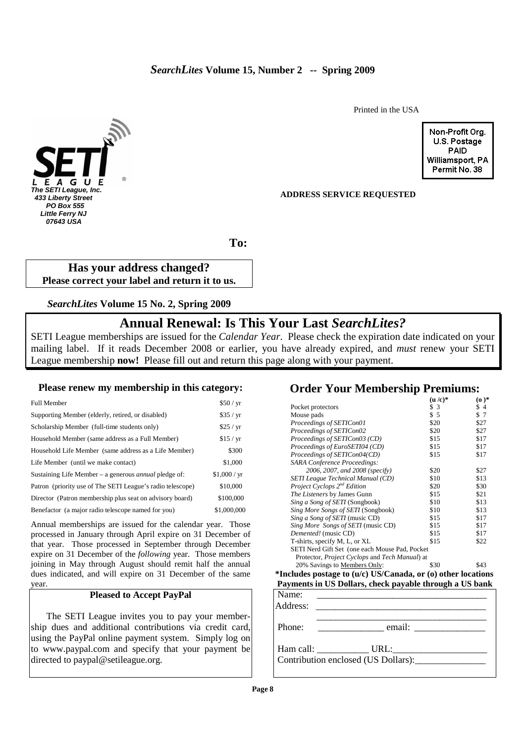***SearchLites* Volume 15, Number 2 -- Spring 2009**

Printed in the USA

Non-Profit Org.
U.S. Postage
PAID
Williamsport, PA
Permit No. 38

*The SETI League, Inc.*
*433 Liberty Street*
*PO Box 555*
*Little Ferry NJ*
*07643 USA*

**ADDRESS SERVICE REQUESTED**

**To:**

**Has your address changed?**
**Please correct your label and return it to us.**

***SearchLites* Volume 15 No. 2, Spring 2009**

## Annual Renewal: Is This Your Last *SearchLites?*

SETI League memberships are issued for the *Calendar Year*. Please check the expiration date indicated on your mailing label. If it reads December 2008 or earlier, you have already expired, and *must* renew your SETI League membership **now!** Please fill out and return this page along with your payment.

### Please renew my membership in this category:

| | |
|---|---|
| Full Member | \$50 / yr |
| Supporting Member (elderly, retired, or disabled) | \$35 / yr |
| Scholarship Member (full-time students only) | \$25 / yr |
| Household Member (same address as a Full Member) | \$15 / yr |
| Household Life Member (same address as a Life Member) | \$300 |
| Life Member (until we make contact) | \$1,000 |
| Sustaining Life Member – a generous *annual* pledge of: | \$1,000 / yr |
| Patron (priority use of The SETI League's radio telescope) | \$10,000 |
| Director (Patron membership plus seat on advisory board) | \$100,000 |
| Benefactor (a major radio telescope named for you) | \$1,000,000 |

Annual memberships are issued for the calendar year. Those processed in January through April expire on 31 December of that year. Those processed in September through December expire on 31 December of the *following* year. Those members joining in May through August should remit half the annual dues indicated, and will expire on 31 December of the same year.

**Pleased to Accept PayPal**

The SETI League invites you to pay your membership dues and additional contributions via credit card, using the PayPal online payment system. Simply log on to www.paypal.com and specify that your payment be directed to paypal@setileague.org.

### Order Your Membership Premiums:

| | (u /c)* | (o )* |
|---|---|---|
| Pocket protectors | \$ 3 | \$ 4 |
| Mouse pads | \$ 5 | \$ 7 |
| *Proceedings of SETICon01* | \$20 | \$27 |
| *Proceedings of SETICon02* | \$20 | \$27 |
| *Proceedings of SETICon03 (CD)* | \$15 | \$17 |
| *Proceedings of EuroSETI04 (CD)* | \$15 | \$17 |
| *Proceedings of SETICon04(CD)* | \$15 | \$17 |
| *SARA Conference Proceedings: 2006, 2007, and 2008 (specify)* | \$20 | \$27 |
| *SETI League Technical Manual (CD)* | \$10 | \$13 |
| *Project Cyclops 2nd Edition* | \$20 | \$30 |
| *The Listeners* by James Gunn | \$15 | \$21 |
| *Sing a Song of SETI* (Songbook) | \$10 | \$13 |
| *Sing More Songs of SETI* (Songbook) | \$10 | \$13 |
| *Sing a Song of SETI* (music CD) | \$15 | \$17 |
| *Sing More Songs of SETI* (music CD) | \$15 | \$17 |
| *Demented!* (music CD) | \$15 | \$17 |
| T-shirts, specify M, L, or XL | \$15 | \$22 |
| SETI Nerd Gift Set (one each Mouse Pad, Pocket Protector, *Project Cyclops* and *Tech Manual*) at 20% Savings to Members Only: | \$30 | \$43 |

**\*Includes postage to (u/c) US/Canada, or (o) other locations**
**Payments in US Dollars, check payable through a US bank**

Name: ____________________________________
Address: ____________________________________
____________________________________
Phone: ______________ email: _______________

Ham call: ___________ URL:____________________
Contribution enclosed (US Dollars):_______________